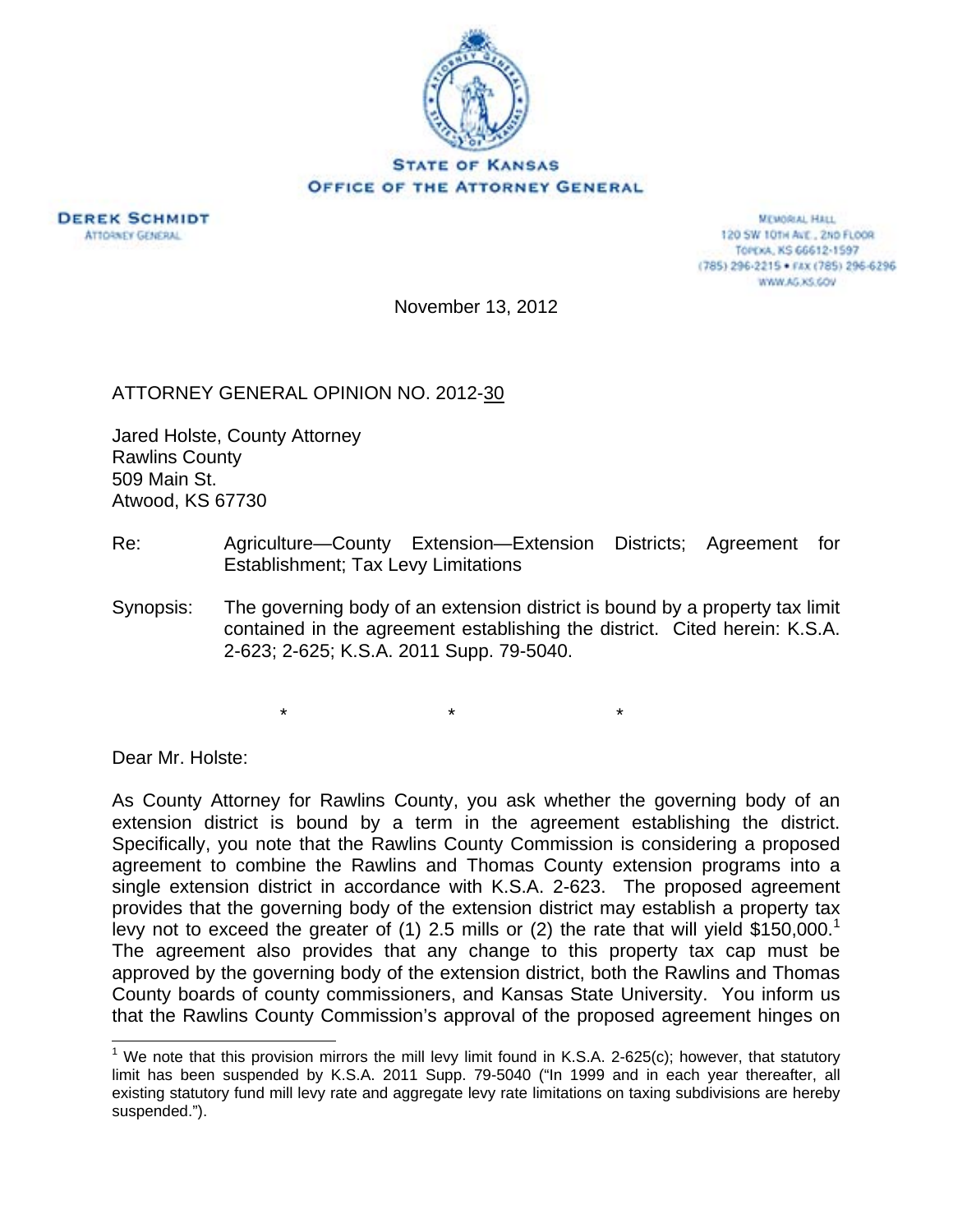**STATE OF KANSAS**
**OFFICE OF THE ATTORNEY GENERAL**

**DEREK SCHMIDT**
ATTORNEY GENERAL

MEMORIAL HALL
120 SW 10TH AVE., 2ND FLOOR
TOPEKA, KS 66612-1597
(785) 296-2215 • FAX (785) 296-6296
WWW.AG.KS.GOV

November 13, 2012

ATTORNEY GENERAL OPINION NO. 2012-30

Jared Holste, County Attorney
Rawlins County
509 Main St.
Atwood, KS 67730

Re: Agriculture—County Extension—Extension Districts; Agreement for Establishment; Tax Levy Limitations

Synopsis: The governing body of an extension district is bound by a property tax limit contained in the agreement establishing the district. Cited herein: K.S.A. 2-623; 2-625; K.S.A. 2011 Supp. 79-5040.

\* \* \*

Dear Mr. Holste:

As County Attorney for Rawlins County, you ask whether the governing body of an extension district is bound by a term in the agreement establishing the district. Specifically, you note that the Rawlins County Commission is considering a proposed agreement to combine the Rawlins and Thomas County extension programs into a single extension district in accordance with K.S.A. 2-623. The proposed agreement provides that the governing body of the extension district may establish a property tax levy not to exceed the greater of (1) 2.5 mills or (2) the rate that will yield $150,000.[1] The agreement also provides that any change to this property tax cap must be approved by the governing body of the extension district, both the Rawlins and Thomas County boards of county commissioners, and Kansas State University. You inform us that the Rawlins County Commission's approval of the proposed agreement hinges on

[1] We note that this provision mirrors the mill levy limit found in K.S.A. 2-625(c); however, that statutory limit has been suspended by K.S.A. 2011 Supp. 79-5040 ("In 1999 and in each year thereafter, all existing statutory fund mill levy rate and aggregate levy rate limitations on taxing subdivisions are hereby suspended.").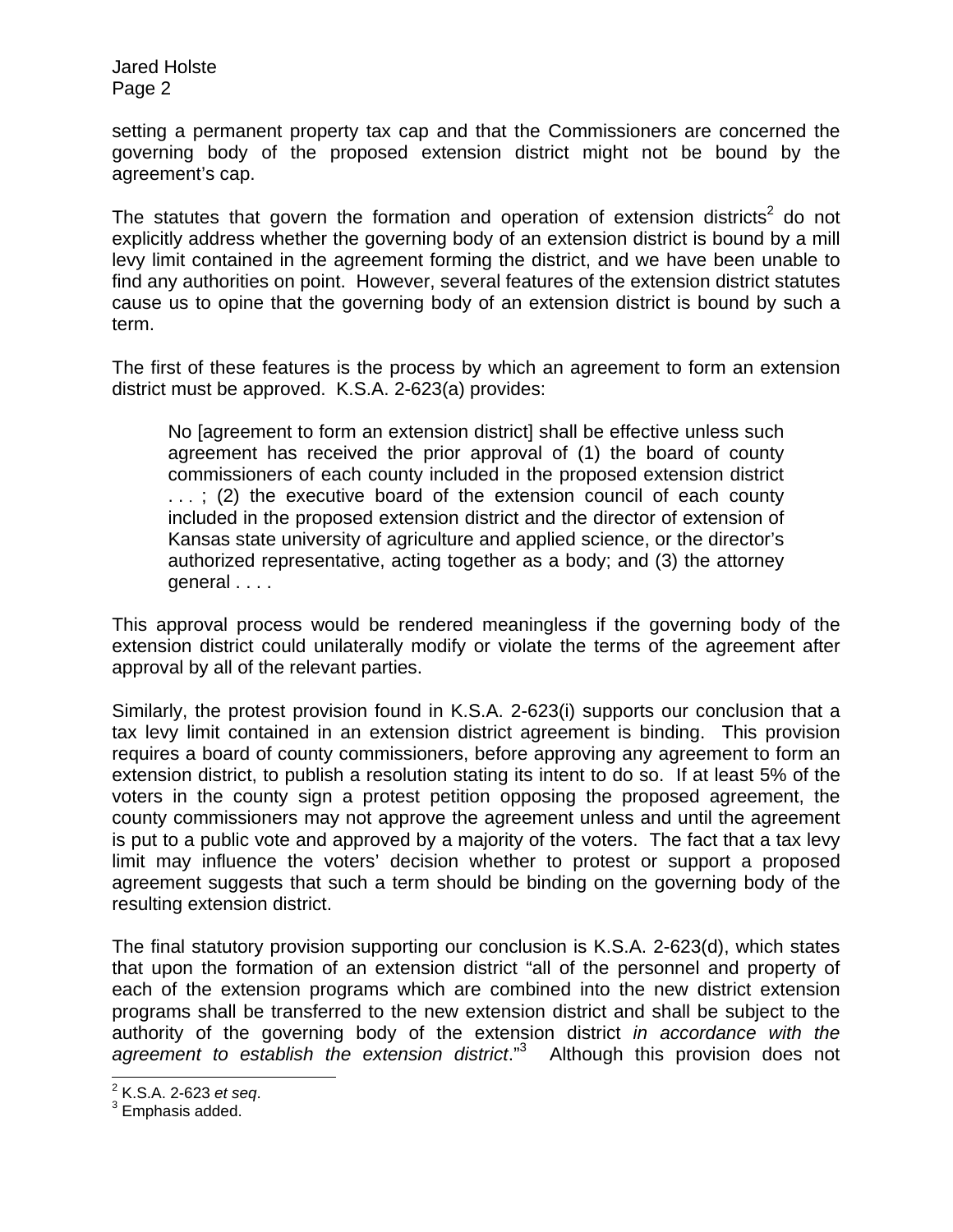setting a permanent property tax cap and that the Commissioners are concerned the governing body of the proposed extension district might not be bound by the agreement's cap.

The statutes that govern the formation and operation of extension districts[2] do not explicitly address whether the governing body of an extension district is bound by a mill levy limit contained in the agreement forming the district, and we have been unable to find any authorities on point. However, several features of the extension district statutes cause us to opine that the governing body of an extension district is bound by such a term.

The first of these features is the process by which an agreement to form an extension district must be approved. K.S.A. 2-623(a) provides:

> No [agreement to form an extension district] shall be effective unless such agreement has received the prior approval of (1) the board of county commissioners of each county included in the proposed extension district . . . ; (2) the executive board of the extension council of each county included in the proposed extension district and the director of extension of Kansas state university of agriculture and applied science, or the director's authorized representative, acting together as a body; and (3) the attorney general . . . .

This approval process would be rendered meaningless if the governing body of the extension district could unilaterally modify or violate the terms of the agreement after approval by all of the relevant parties.

Similarly, the protest provision found in K.S.A. 2-623(i) supports our conclusion that a tax levy limit contained in an extension district agreement is binding. This provision requires a board of county commissioners, before approving any agreement to form an extension district, to publish a resolution stating its intent to do so. If at least 5% of the voters in the county sign a protest petition opposing the proposed agreement, the county commissioners may not approve the agreement unless and until the agreement is put to a public vote and approved by a majority of the voters. The fact that a tax levy limit may influence the voters' decision whether to protest or support a proposed agreement suggests that such a term should be binding on the governing body of the resulting extension district.

The final statutory provision supporting our conclusion is K.S.A. 2-623(d), which states that upon the formation of an extension district "all of the personnel and property of each of the extension programs which are combined into the new district extension programs shall be transferred to the new extension district and shall be subject to the authority of the governing body of the extension district *in accordance with the agreement to establish the extension district*."[3] Although this provision does not

---

[2] K.S.A. 2-623 *et seq*.

[3] Emphasis added.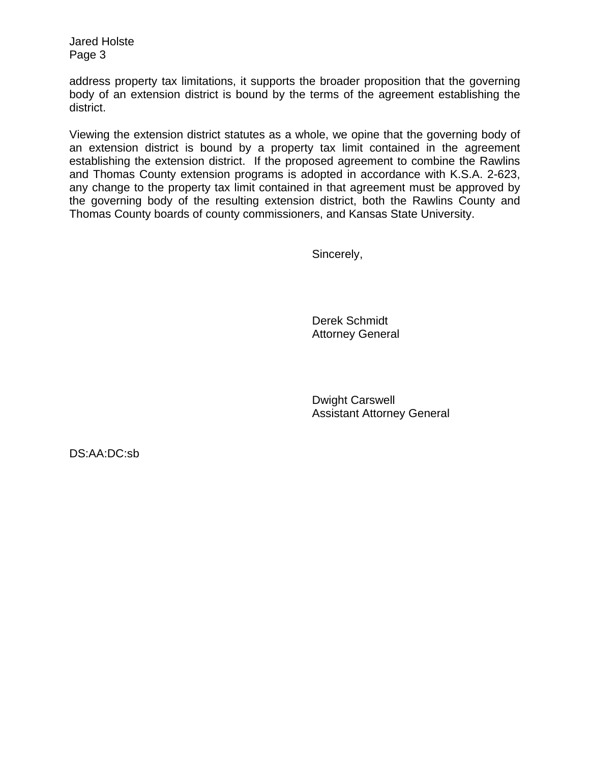address property tax limitations, it supports the broader proposition that the governing body of an extension district is bound by the terms of the agreement establishing the district.

Viewing the extension district statutes as a whole, we opine that the governing body of an extension district is bound by a property tax limit contained in the agreement establishing the extension district. If the proposed agreement to combine the Rawlins and Thomas County extension programs is adopted in accordance with K.S.A. 2-623, any change to the property tax limit contained in that agreement must be approved by the governing body of the resulting extension district, both the Rawlins County and Thomas County boards of county commissioners, and Kansas State University.

Sincerely,

Derek Schmidt
Attorney General

Dwight Carswell
Assistant Attorney General

DS:AA:DC:sb